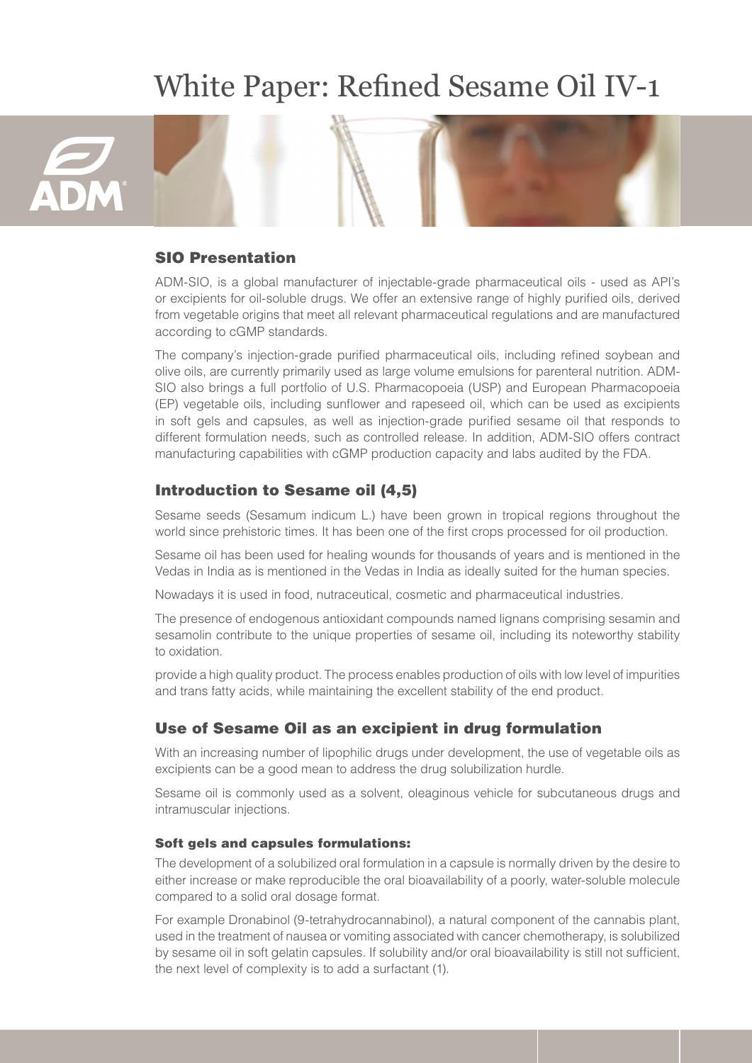# White Paper: Refined Sesame Oil IV-1

## SIO Presentation

ADM-SIO, is a global manufacturer of injectable-grade pharmaceutical oils - used as API's or excipients for oil-soluble drugs. We offer an extensive range of highly purified oils, derived from vegetable origins that meet all relevant pharmaceutical regulations and are manufactured according to cGMP standards.

The company's injection-grade purified pharmaceutical oils, including refined soybean and olive oils, are currently primarily used as large volume emulsions for parenteral nutrition. ADM-SIO also brings a full portfolio of U.S. Pharmacopoeia (USP) and European Pharmacopoeia (EP) vegetable oils, including sunflower and rapeseed oil, which can be used as excipients in soft gels and capsules, as well as injection-grade purified sesame oil that responds to different formulation needs, such as controlled release. In addition, ADM-SIO offers contract manufacturing capabilities with cGMP production capacity and labs audited by the FDA.

## Introduction to Sesame oil (4,5)

Sesame seeds (Sesamum indicum L.) have been grown in tropical regions throughout the world since prehistoric times. It has been one of the first crops processed for oil production.

Sesame oil has been used for healing wounds for thousands of years and is mentioned in the Vedas in India as is mentioned in the Vedas in India as ideally suited for the human species.

Nowadays it is used in food, nutraceutical, cosmetic and pharmaceutical industries.

The presence of endogenous antioxidant compounds named lignans comprising sesamin and sesamolin contribute to the unique properties of sesame oil, including its noteworthy stability to oxidation.

provide a high quality product. The process enables production of oils with low level of impurities and trans fatty acids, while maintaining the excellent stability of the end product.

## Use of Sesame Oil as an excipient in drug formulation

With an increasing number of lipophilic drugs under development, the use of vegetable oils as excipients can be a good mean to address the drug solubilization hurdle.

Sesame oil is commonly used as a solvent, oleaginous vehicle for subcutaneous drugs and intramuscular injections.

### Soft gels and capsules formulations:

The development of a solubilized oral formulation in a capsule is normally driven by the desire to either increase or make reproducible the oral bioavailability of a poorly, water-soluble molecule compared to a solid oral dosage format.

For example Dronabinol (9-tetrahydrocannabinol), a natural component of the cannabis plant, used in the treatment of nausea or vomiting associated with cancer chemotherapy, is solubilized by sesame oil in soft gelatin capsules. If solubility and/or oral bioavailability is still not sufficient, the next level of complexity is to add a surfactant (1).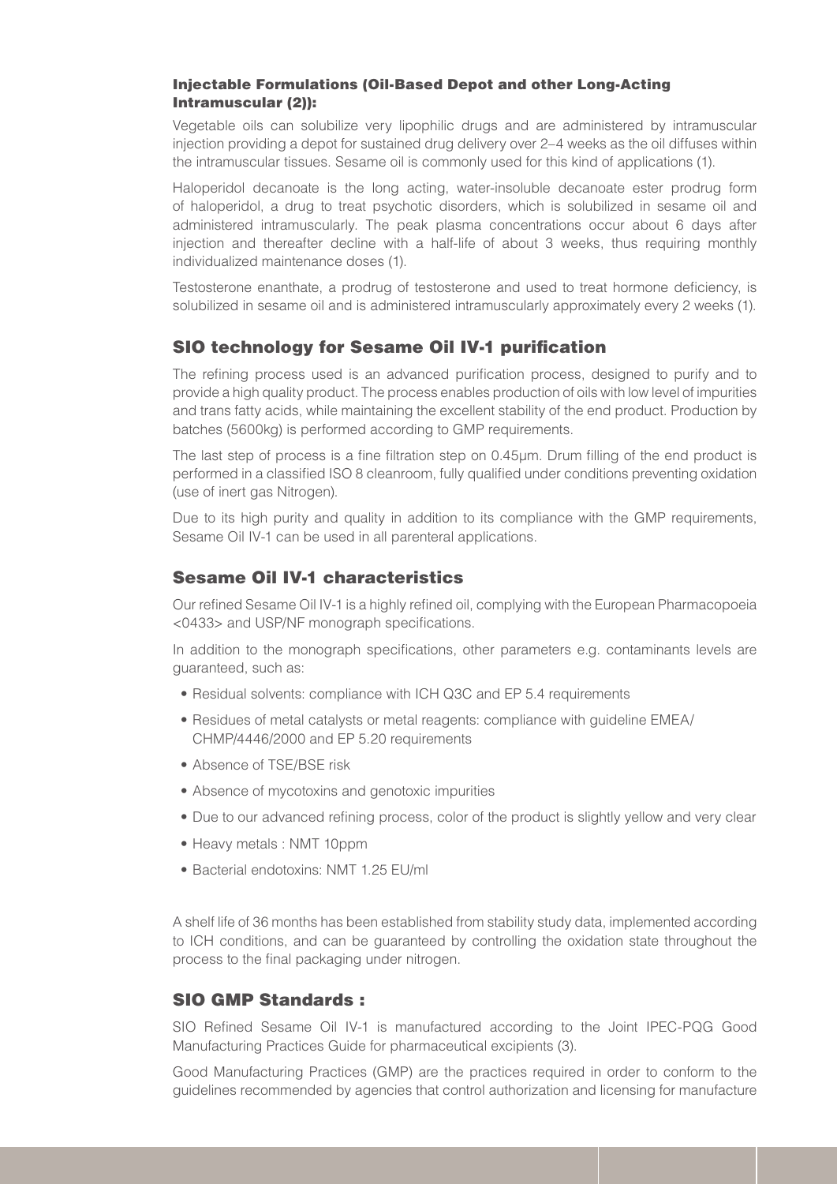### Injectable Formulations (Oil-Based Depot and other Long-Acting Intramuscular (2)):

Vegetable oils can solubilize very lipophilic drugs and are administered by intramuscular injection providing a depot for sustained drug delivery over 2–4 weeks as the oil diffuses within the intramuscular tissues. Sesame oil is commonly used for this kind of applications (1).

Haloperidol decanoate is the long acting, water-insoluble decanoate ester prodrug form of haloperidol, a drug to treat psychotic disorders, which is solubilized in sesame oil and administered intramuscularly. The peak plasma concentrations occur about 6 days after injection and thereafter decline with a half-life of about 3 weeks, thus requiring monthly individualized maintenance doses (1).

Testosterone enanthate, a prodrug of testosterone and used to treat hormone deficiency, is solubilized in sesame oil and is administered intramuscularly approximately every 2 weeks (1).

## SIO technology for Sesame Oil IV-1 purification

The refining process used is an advanced purification process, designed to purify and to provide a high quality product. The process enables production of oils with low level of impurities and trans fatty acids, while maintaining the excellent stability of the end product. Production by batches (5600kg) is performed according to GMP requirements.

The last step of process is a fine filtration step on 0.45µm. Drum filling of the end product is performed in a classified ISO 8 cleanroom, fully qualified under conditions preventing oxidation (use of inert gas Nitrogen).

Due to its high purity and quality in addition to its compliance with the GMP requirements, Sesame Oil IV-1 can be used in all parenteral applications.

## Sesame Oil IV-1 characteristics

Our refined Sesame Oil IV-1 is a highly refined oil, complying with the European Pharmacopoeia <0433> and USP/NF monograph specifications.

In addition to the monograph specifications, other parameters e.g. contaminants levels are guaranteed, such as:

- Residual solvents: compliance with ICH Q3C and EP 5.4 requirements
- Residues of metal catalysts or metal reagents: compliance with guideline EMEA/CHMP/4446/2000 and EP 5.20 requirements
- Absence of TSE/BSE risk
- Absence of mycotoxins and genotoxic impurities
- Due to our advanced refining process, color of the product is slightly yellow and very clear
- Heavy metals : NMT 10ppm
- Bacterial endotoxins: NMT 1.25 EU/ml

A shelf life of 36 months has been established from stability study data, implemented according to ICH conditions, and can be guaranteed by controlling the oxidation state throughout the process to the final packaging under nitrogen.

## SIO GMP Standards :

SIO Refined Sesame Oil IV-1 is manufactured according to the Joint IPEC-PQG Good Manufacturing Practices Guide for pharmaceutical excipients (3).

Good Manufacturing Practices (GMP) are the practices required in order to conform to the guidelines recommended by agencies that control authorization and licensing for manufacture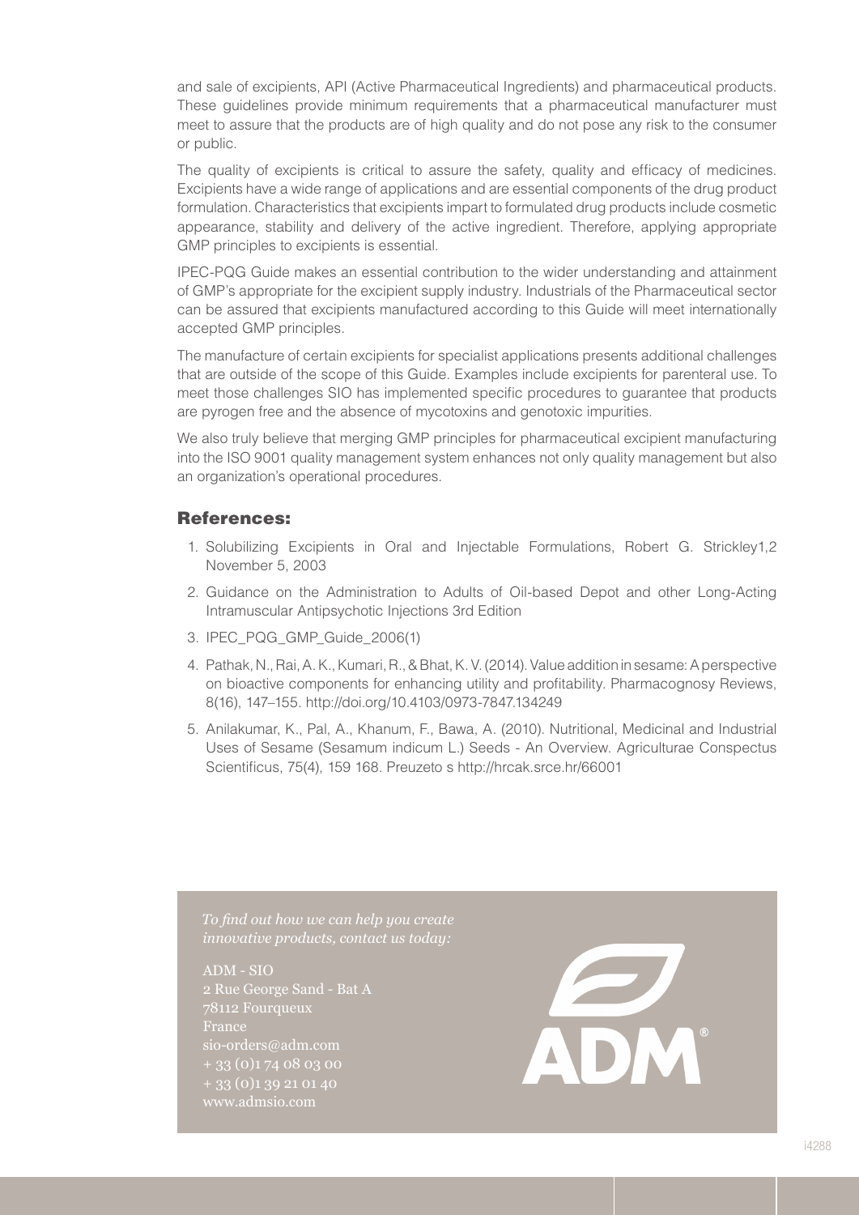and sale of excipients, API (Active Pharmaceutical Ingredients) and pharmaceutical products. These guidelines provide minimum requirements that a pharmaceutical manufacturer must meet to assure that the products are of high quality and do not pose any risk to the consumer or public.

The quality of excipients is critical to assure the safety, quality and efficacy of medicines. Excipients have a wide range of applications and are essential components of the drug product formulation. Characteristics that excipients impart to formulated drug products include cosmetic appearance, stability and delivery of the active ingredient. Therefore, applying appropriate GMP principles to excipients is essential.

IPEC-PQG Guide makes an essential contribution to the wider understanding and attainment of GMP's appropriate for the excipient supply industry. Industrials of the Pharmaceutical sector can be assured that excipients manufactured according to this Guide will meet internationally accepted GMP principles.

The manufacture of certain excipients for specialist applications presents additional challenges that are outside of the scope of this Guide. Examples include excipients for parenteral use. To meet those challenges SIO has implemented specific procedures to guarantee that products are pyrogen free and the absence of mycotoxins and genotoxic impurities.

We also truly believe that merging GMP principles for pharmaceutical excipient manufacturing into the ISO 9001 quality management system enhances not only quality management but also an organization's operational procedures.

## References:

1. Solubilizing Excipients in Oral and Injectable Formulations, Robert G. Strickley1,2 November 5, 2003
2. Guidance on the Administration to Adults of Oil-based Depot and other Long-Acting Intramuscular Antipsychotic Injections 3rd Edition
3. IPEC_PQG_GMP_Guide_2006(1)
4. Pathak, N., Rai, A. K., Kumari, R., & Bhat, K. V. (2014). Value addition in sesame: A perspective on bioactive components for enhancing utility and profitability. Pharmacognosy Reviews, 8(16), 147–155. http://doi.org/10.4103/0973-7847.134249
5. Anilakumar, K., Pal, A., Khanum, F., Bawa, A. (2010). Nutritional, Medicinal and Industrial Uses of Sesame (Sesamum indicum L.) Seeds - An Overview. Agriculturae Conspectus Scientificus, 75(4), 159 168. Preuzeto s http://hrcak.srce.hr/66001

*To find out how we can help you create innovative products, contact us today:*

ADM - SIO
2 Rue George Sand - Bat A
78112 Fourqueux
France
sio-orders@adm.com
+ 33 (0)1 74 08 03 00
+ 33 (0)1 39 21 01 40
www.admsio.com

ADM®

i4288